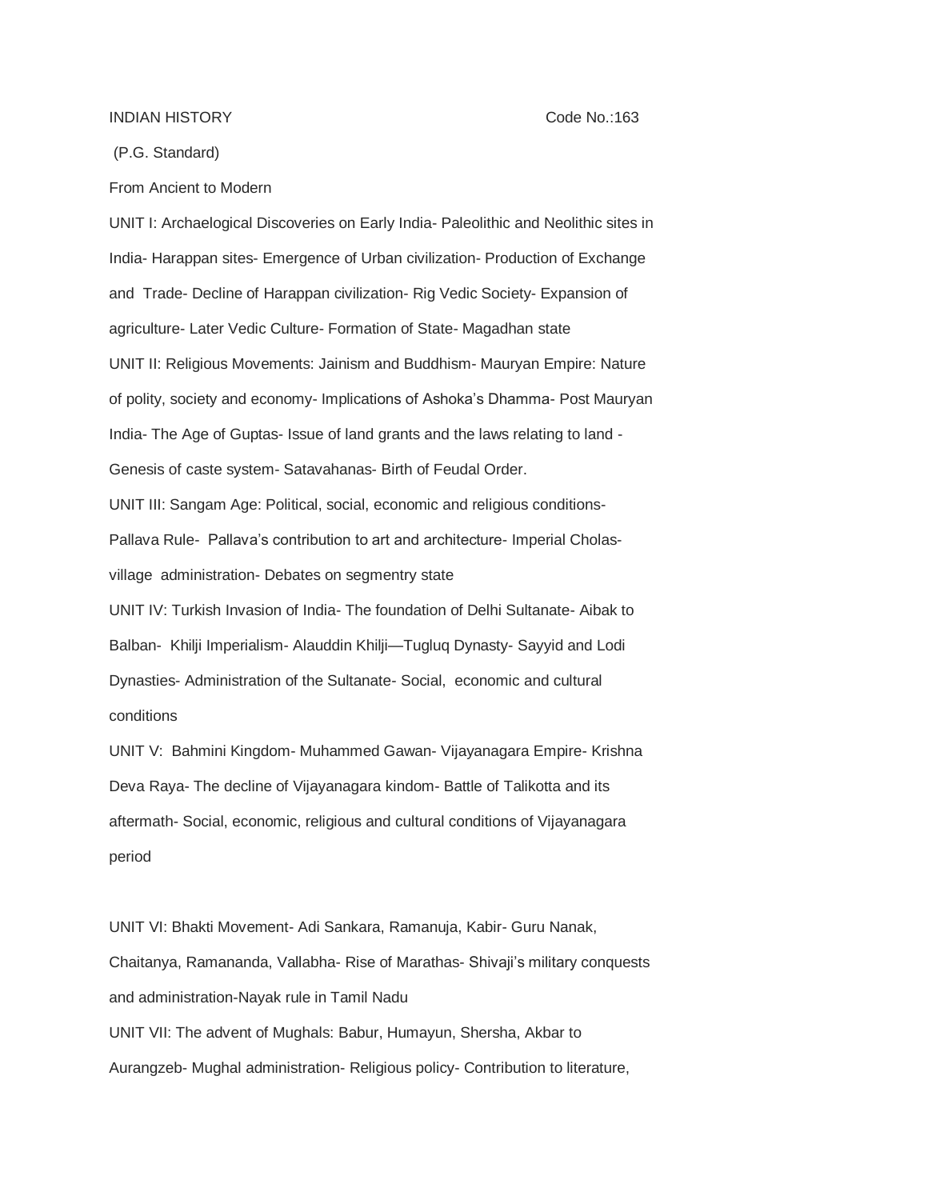INDIAN HISTORY Code No.:163

(P.G. Standard)

From Ancient to Modern

UNIT I: Archaelogical Discoveries on Early India- Paleolithic and Neolithic sites in India- Harappan sites- Emergence of Urban civilization- Production of Exchange and Trade- Decline of Harappan civilization- Rig Vedic Society- Expansion of agriculture- Later Vedic Culture- Formation of State- Magadhan state

UNIT II: Religious Movements: Jainism and Buddhism- Mauryan Empire: Nature of polity, society and economy- Implications of Ashoka's Dhamma- Post Mauryan India- The Age of Guptas- Issue of land grants and the laws relating to land - Genesis of caste system- Satavahanas- Birth of Feudal Order.

UNIT III: Sangam Age: Political, social, economic and religious conditions- Pallava Rule- Pallava's contribution to art and architecture- Imperial Cholas- village administration- Debates on segmentry state

UNIT IV: Turkish Invasion of India- The foundation of Delhi Sultanate- Aibak to Balban- Khilji Imperialism- Alauddin Khilji—Tugluq Dynasty- Sayyid and Lodi Dynasties- Administration of the Sultanate- Social, economic and cultural conditions

UNIT V: Bahmini Kingdom- Muhammed Gawan- Vijayanagara Empire- Krishna Deva Raya- The decline of Vijayanagara kindom- Battle of Talikotta and its aftermath- Social, economic, religious and cultural conditions of Vijayanagara period

UNIT VI: Bhakti Movement- Adi Sankara, Ramanuja, Kabir- Guru Nanak, Chaitanya, Ramananda, Vallabha- Rise of Marathas- Shivaji's military conquests and administration-Nayak rule in Tamil Nadu

UNIT VII: The advent of Mughals: Babur, Humayun, Shersha, Akbar to Aurangzeb- Mughal administration- Religious policy- Contribution to literature,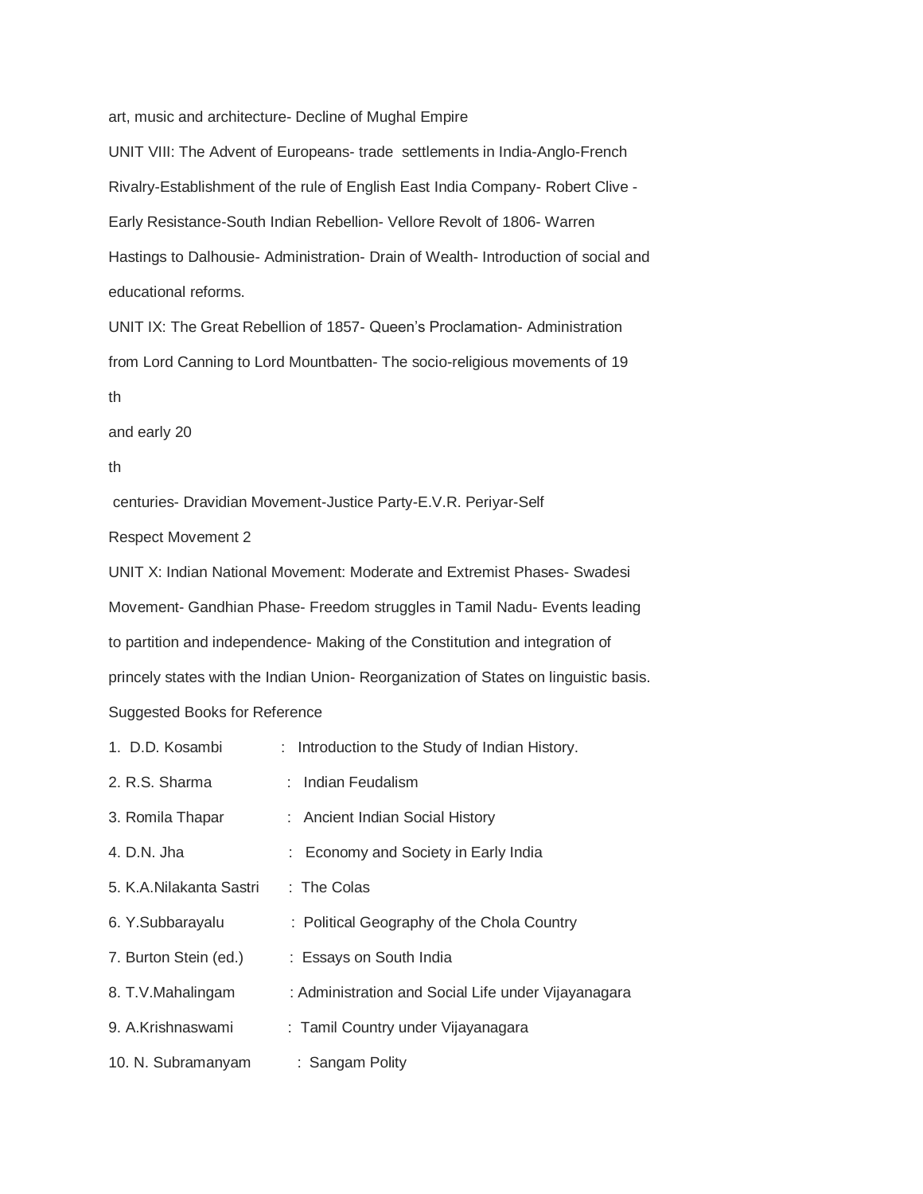art, music and architecture- Decline of Mughal Empire

UNIT VIII: The Advent of Europeans- trade settlements in India-Anglo-French Rivalry-Establishment of the rule of English East India Company- Robert Clive - Early Resistance-South Indian Rebellion- Vellore Revolt of 1806- Warren Hastings to Dalhousie- Administration- Drain of Wealth- Introduction of social and educational reforms.

UNIT IX: The Great Rebellion of 1857- Queen's Proclamation- Administration from Lord Canning to Lord Mountbatten- The socio-religious movements of 19th and early 20th centuries- Dravidian Movement-Justice Party-E.V.R. Periyar-Self Respect Movement 2

UNIT X: Indian National Movement: Moderate and Extremist Phases- Swadesi Movement- Gandhian Phase- Freedom struggles in Tamil Nadu- Events leading to partition and independence- Making of the Constitution and integration of princely states with the Indian Union- Reorganization of States on linguistic basis.

Suggested Books for Reference

1. D.D. Kosambi : Introduction to the Study of Indian History.
2. R.S. Sharma : Indian Feudalism
3. Romila Thapar : Ancient Indian Social History
4. D.N. Jha : Economy and Society in Early India
5. K.A.Nilakanta Sastri : The Colas
6. Y.Subbarayalu : Political Geography of the Chola Country
7. Burton Stein (ed.) : Essays on South India
8. T.V.Mahalingam : Administration and Social Life under Vijayanagara
9. A.Krishnaswami : Tamil Country under Vijayanagara
10. N. Subramanyam : Sangam Polity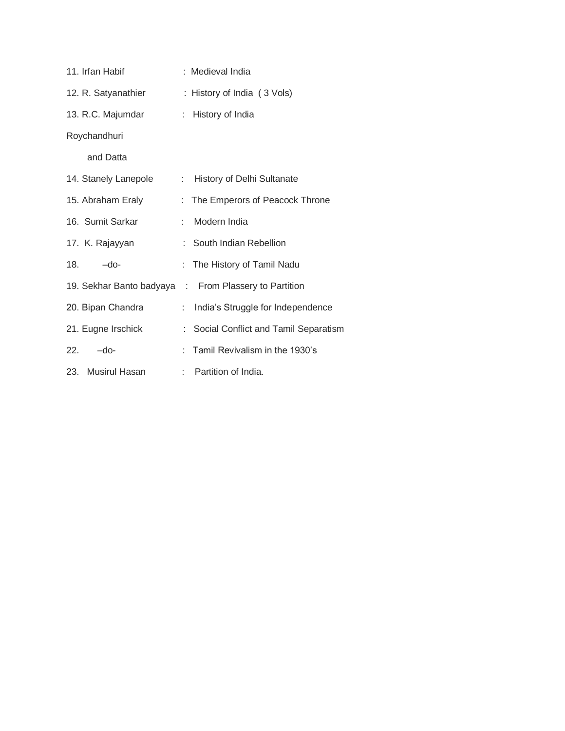11. Irfan Habif : Medieval India

12. R. Satyanathier : History of India ( 3 Vols)

13. R.C. Majumdar : History of India

Roychandhuri

and Datta

14. Stanely Lanepole : History of Delhi Sultanate

15. Abraham Eraly : The Emperors of Peacock Throne

16. Sumit Sarkar : Modern India

17. K. Rajayyan : South Indian Rebellion

18. –do- : The History of Tamil Nadu

19. Sekhar Banto badyaya : From Plassery to Partition

20. Bipan Chandra : India's Struggle for Independence

21. Eugne Irschick : Social Conflict and Tamil Separatism

22. –do- : Tamil Revivalism in the 1930's

23. Musirul Hasan : Partition of India.